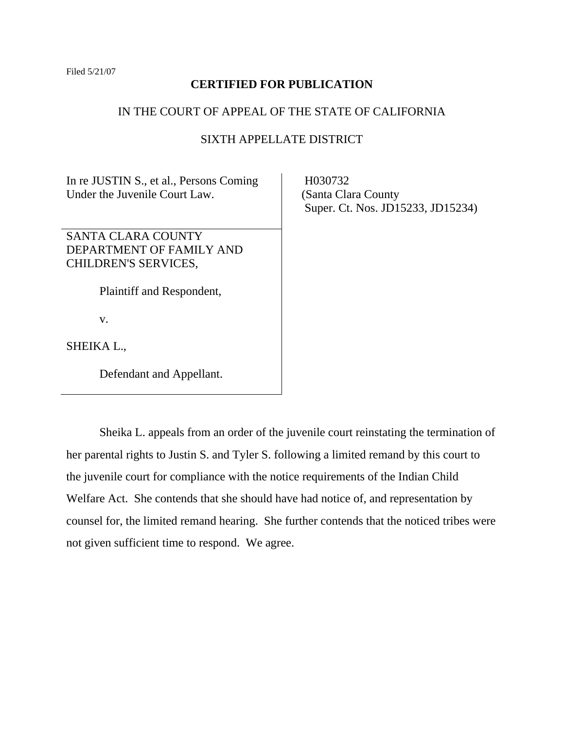Filed 5/21/07

**CERTIFIED FOR PUBLICATION**

IN THE COURT OF APPEAL OF THE STATE OF CALIFORNIA

SIXTH APPELLATE DISTRICT

| | |
|---|---|
| In re JUSTIN S., et al., Persons Coming Under the Juvenile Court Law. | H030732 (Santa Clara County Super. Ct. Nos. JD15233, JD15234) |
| SANTA CLARA COUNTY DEPARTMENT OF FAMILY AND CHILDREN'S SERVICES,<br><br>Plaintiff and Respondent,<br><br>v.<br><br>SHEIKA L.,<br><br>Defendant and Appellant. | |

Sheika L. appeals from an order of the juvenile court reinstating the termination of her parental rights to Justin S. and Tyler S. following a limited remand by this court to the juvenile court for compliance with the notice requirements of the Indian Child Welfare Act. She contends that she should have had notice of, and representation by counsel for, the limited remand hearing. She further contends that the noticed tribes were not given sufficient time to respond. We agree.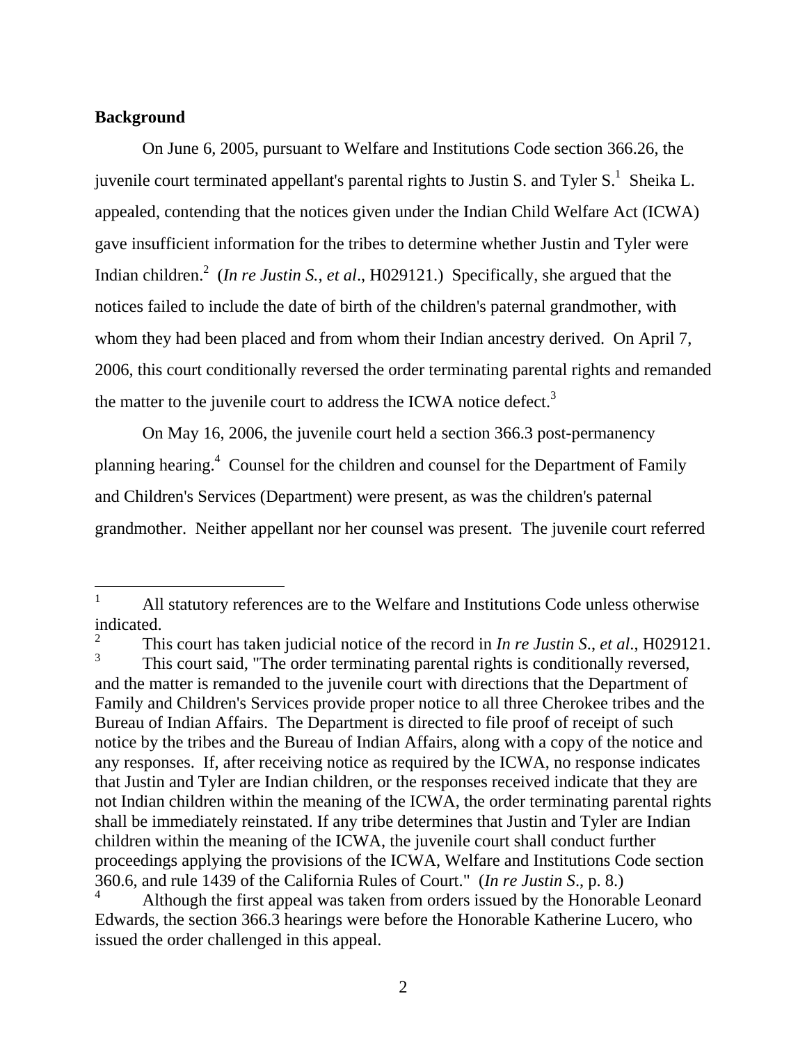**Background**

On June 6, 2005, pursuant to Welfare and Institutions Code section 366.26, the juvenile court terminated appellant's parental rights to Justin S. and Tyler S.[1] Sheika L. appealed, contending that the notices given under the Indian Child Welfare Act (ICWA) gave insufficient information for the tribes to determine whether Justin and Tyler were Indian children.[2] (*In re Justin S., et al*., H029121.) Specifically, she argued that the notices failed to include the date of birth of the children's paternal grandmother, with whom they had been placed and from whom their Indian ancestry derived. On April 7, 2006, this court conditionally reversed the order terminating parental rights and remanded the matter to the juvenile court to address the ICWA notice defect.[3]

On May 16, 2006, the juvenile court held a section 366.3 post-permanency planning hearing.[4] Counsel for the children and counsel for the Department of Family and Children's Services (Department) were present, as was the children's paternal grandmother. Neither appellant nor her counsel was present. The juvenile court referred

---

[1] All statutory references are to the Welfare and Institutions Code unless otherwise indicated.

[2] This court has taken judicial notice of the record in *In re Justin S*., *et al*., H029121.

[3] This court said, "The order terminating parental rights is conditionally reversed, and the matter is remanded to the juvenile court with directions that the Department of Family and Children's Services provide proper notice to all three Cherokee tribes and the Bureau of Indian Affairs. The Department is directed to file proof of receipt of such notice by the tribes and the Bureau of Indian Affairs, along with a copy of the notice and any responses. If, after receiving notice as required by the ICWA, no response indicates that Justin and Tyler are Indian children, or the responses received indicate that they are not Indian children within the meaning of the ICWA, the order terminating parental rights shall be immediately reinstated. If any tribe determines that Justin and Tyler are Indian children within the meaning of the ICWA, the juvenile court shall conduct further proceedings applying the provisions of the ICWA, Welfare and Institutions Code section 360.6, and rule 1439 of the California Rules of Court." (*In re Justin S*., p. 8.)

[4] Although the first appeal was taken from orders issued by the Honorable Leonard Edwards, the section 366.3 hearings were before the Honorable Katherine Lucero, who issued the order challenged in this appeal.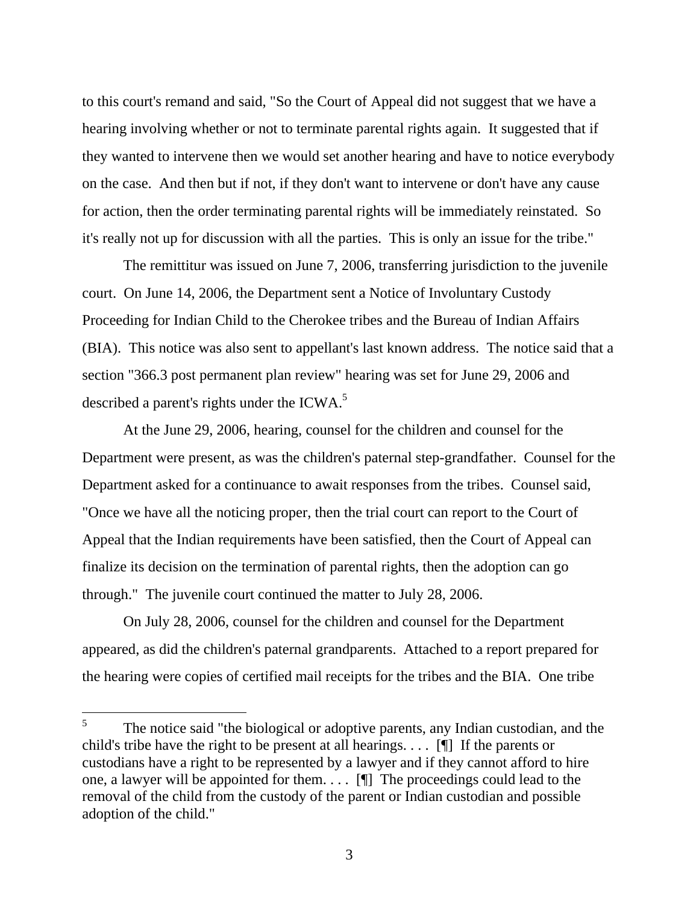to this court's remand and said, "So the Court of Appeal did not suggest that we have a hearing involving whether or not to terminate parental rights again. It suggested that if they wanted to intervene then we would set another hearing and have to notice everybody on the case. And then but if not, if they don't want to intervene or don't have any cause for action, then the order terminating parental rights will be immediately reinstated. So it's really not up for discussion with all the parties. This is only an issue for the tribe."

The remittitur was issued on June 7, 2006, transferring jurisdiction to the juvenile court. On June 14, 2006, the Department sent a Notice of Involuntary Custody Proceeding for Indian Child to the Cherokee tribes and the Bureau of Indian Affairs (BIA). This notice was also sent to appellant's last known address. The notice said that a section "366.3 post permanent plan review" hearing was set for June 29, 2006 and described a parent's rights under the ICWA.[5]

At the June 29, 2006, hearing, counsel for the children and counsel for the Department were present, as was the children's paternal step-grandfather. Counsel for the Department asked for a continuance to await responses from the tribes. Counsel said, "Once we have all the noticing proper, then the trial court can report to the Court of Appeal that the Indian requirements have been satisfied, then the Court of Appeal can finalize its decision on the termination of parental rights, then the adoption can go through." The juvenile court continued the matter to July 28, 2006.

On July 28, 2006, counsel for the children and counsel for the Department appeared, as did the children's paternal grandparents. Attached to a report prepared for the hearing were copies of certified mail receipts for the tribes and the BIA. One tribe

---

[5] The notice said "the biological or adoptive parents, any Indian custodian, and the child's tribe have the right to be present at all hearings. . . . [¶] If the parents or custodians have a right to be represented by a lawyer and if they cannot afford to hire one, a lawyer will be appointed for them. . . . [¶] The proceedings could lead to the removal of the child from the custody of the parent or Indian custodian and possible adoption of the child."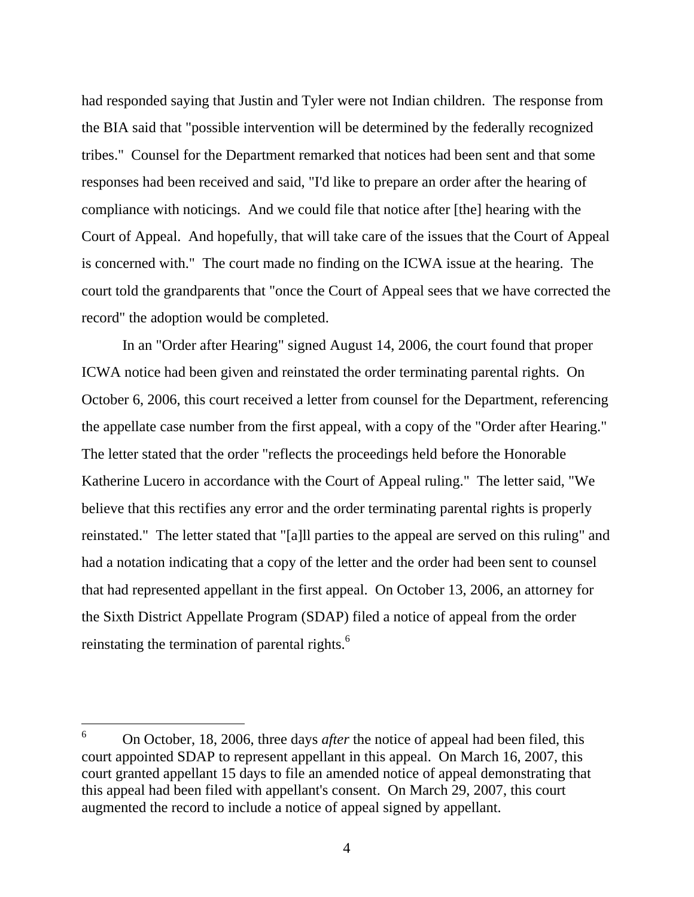had responded saying that Justin and Tyler were not Indian children. The response from the BIA said that "possible intervention will be determined by the federally recognized tribes." Counsel for the Department remarked that notices had been sent and that some responses had been received and said, "I'd like to prepare an order after the hearing of compliance with noticings. And we could file that notice after [the] hearing with the Court of Appeal. And hopefully, that will take care of the issues that the Court of Appeal is concerned with." The court made no finding on the ICWA issue at the hearing. The court told the grandparents that "once the Court of Appeal sees that we have corrected the record" the adoption would be completed.

In an "Order after Hearing" signed August 14, 2006, the court found that proper ICWA notice had been given and reinstated the order terminating parental rights. On October 6, 2006, this court received a letter from counsel for the Department, referencing the appellate case number from the first appeal, with a copy of the "Order after Hearing." The letter stated that the order "reflects the proceedings held before the Honorable Katherine Lucero in accordance with the Court of Appeal ruling." The letter said, "We believe that this rectifies any error and the order terminating parental rights is properly reinstated." The letter stated that "[a]ll parties to the appeal are served on this ruling" and had a notation indicating that a copy of the letter and the order had been sent to counsel that had represented appellant in the first appeal. On October 13, 2006, an attorney for the Sixth District Appellate Program (SDAP) filed a notice of appeal from the order reinstating the termination of parental rights.[6]

[6] On October, 18, 2006, three days *after* the notice of appeal had been filed, this court appointed SDAP to represent appellant in this appeal. On March 16, 2007, this court granted appellant 15 days to file an amended notice of appeal demonstrating that this appeal had been filed with appellant's consent. On March 29, 2007, this court augmented the record to include a notice of appeal signed by appellant.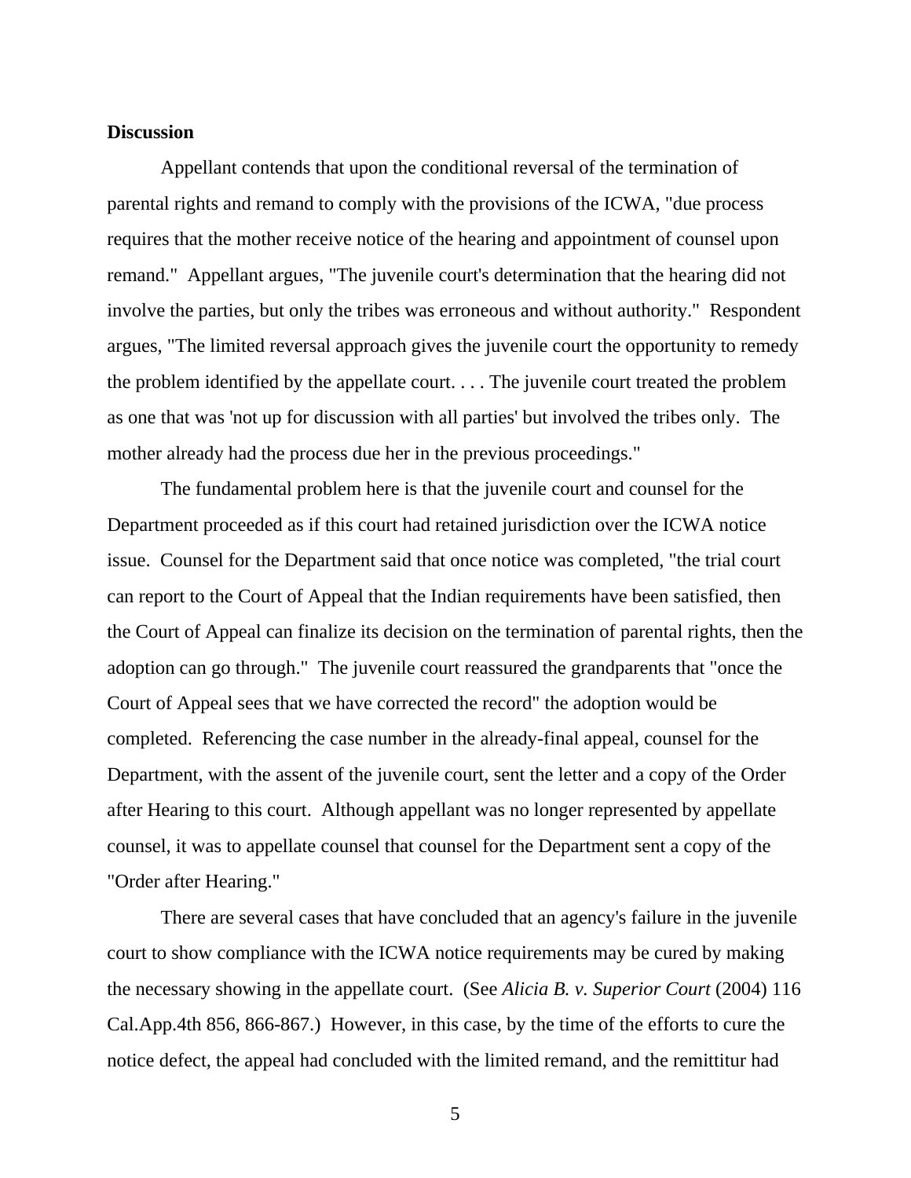**Discussion**

Appellant contends that upon the conditional reversal of the termination of parental rights and remand to comply with the provisions of the ICWA, "due process requires that the mother receive notice of the hearing and appointment of counsel upon remand." Appellant argues, "The juvenile court's determination that the hearing did not involve the parties, but only the tribes was erroneous and without authority." Respondent argues, "The limited reversal approach gives the juvenile court the opportunity to remedy the problem identified by the appellate court. . . . The juvenile court treated the problem as one that was 'not up for discussion with all parties' but involved the tribes only. The mother already had the process due her in the previous proceedings."

The fundamental problem here is that the juvenile court and counsel for the Department proceeded as if this court had retained jurisdiction over the ICWA notice issue. Counsel for the Department said that once notice was completed, "the trial court can report to the Court of Appeal that the Indian requirements have been satisfied, then the Court of Appeal can finalize its decision on the termination of parental rights, then the adoption can go through." The juvenile court reassured the grandparents that "once the Court of Appeal sees that we have corrected the record" the adoption would be completed. Referencing the case number in the already-final appeal, counsel for the Department, with the assent of the juvenile court, sent the letter and a copy of the Order after Hearing to this court. Although appellant was no longer represented by appellate counsel, it was to appellate counsel that counsel for the Department sent a copy of the "Order after Hearing."

There are several cases that have concluded that an agency's failure in the juvenile court to show compliance with the ICWA notice requirements may be cured by making the necessary showing in the appellate court. (See *Alicia B. v. Superior Court* (2004) 116 Cal.App.4th 856, 866-867.) However, in this case, by the time of the efforts to cure the notice defect, the appeal had concluded with the limited remand, and the remittitur had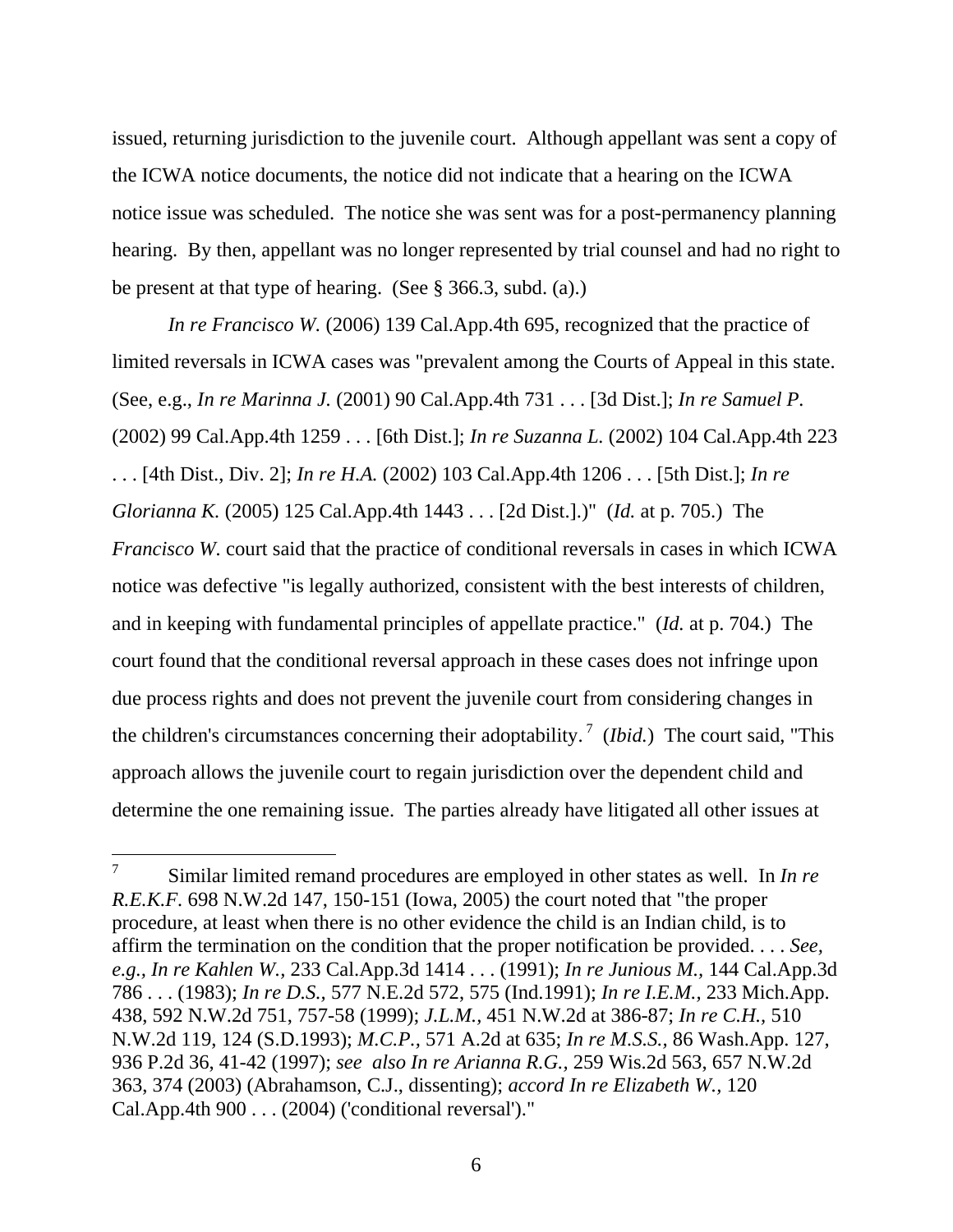issued, returning jurisdiction to the juvenile court. Although appellant was sent a copy of the ICWA notice documents, the notice did not indicate that a hearing on the ICWA notice issue was scheduled. The notice she was sent was for a post-permanency planning hearing. By then, appellant was no longer represented by trial counsel and had no right to be present at that type of hearing. (See § 366.3, subd. (a).)

*In re Francisco W.* (2006) 139 Cal.App.4th 695, recognized that the practice of limited reversals in ICWA cases was "prevalent among the Courts of Appeal in this state. (See, e.g., *In re Marinna J.* (2001) 90 Cal.App.4th 731 . . . [3d Dist.]; *In re Samuel P.* (2002) 99 Cal.App.4th 1259 . . . [6th Dist.]; *In re Suzanna L.* (2002) 104 Cal.App.4th 223 . . . [4th Dist., Div. 2]; *In re H.A.* (2002) 103 Cal.App.4th 1206 . . . [5th Dist.]; *In re Glorianna K.* (2005) 125 Cal.App.4th 1443 . . . [2d Dist.].)" (*Id.* at p. 705.) The *Francisco W.* court said that the practice of conditional reversals in cases in which ICWA notice was defective "is legally authorized, consistent with the best interests of children, and in keeping with fundamental principles of appellate practice." (*Id.* at p. 704.) The court found that the conditional reversal approach in these cases does not infringe upon due process rights and does not prevent the juvenile court from considering changes in the children's circumstances concerning their adoptability.[7] (*Ibid.*) The court said, "This approach allows the juvenile court to regain jurisdiction over the dependent child and determine the one remaining issue. The parties already have litigated all other issues at

---

[7] Similar limited remand procedures are employed in other states as well. In *In re R.E.K.F.* 698 N.W.2d 147, 150-151 (Iowa, 2005) the court noted that "the proper procedure, at least when there is no other evidence the child is an Indian child, is to affirm the termination on the condition that the proper notification be provided. . . . *See, e.g., In re Kahlen W.,* 233 Cal.App.3d 1414 . . . (1991); *In re Junious M.,* 144 Cal.App.3d 786 . . . (1983); *In re D.S.,* 577 N.E.2d 572, 575 (Ind.1991); *In re I.E.M.,* 233 Mich.App. 438, 592 N.W.2d 751, 757-58 (1999); *J.L.M.,* 451 N.W.2d at 386-87; *In re C.H.,* 510 N.W.2d 119, 124 (S.D.1993); *M.C.P.,* 571 A.2d at 635; *In re M.S.S.,* 86 Wash.App. 127, 936 P.2d 36, 41-42 (1997); *see also In re Arianna R.G.,* 259 Wis.2d 563, 657 N.W.2d 363, 374 (2003) (Abrahamson, C.J., dissenting); *accord In re Elizabeth W.,* 120 Cal.App.4th 900 . . . (2004) ('conditional reversal')."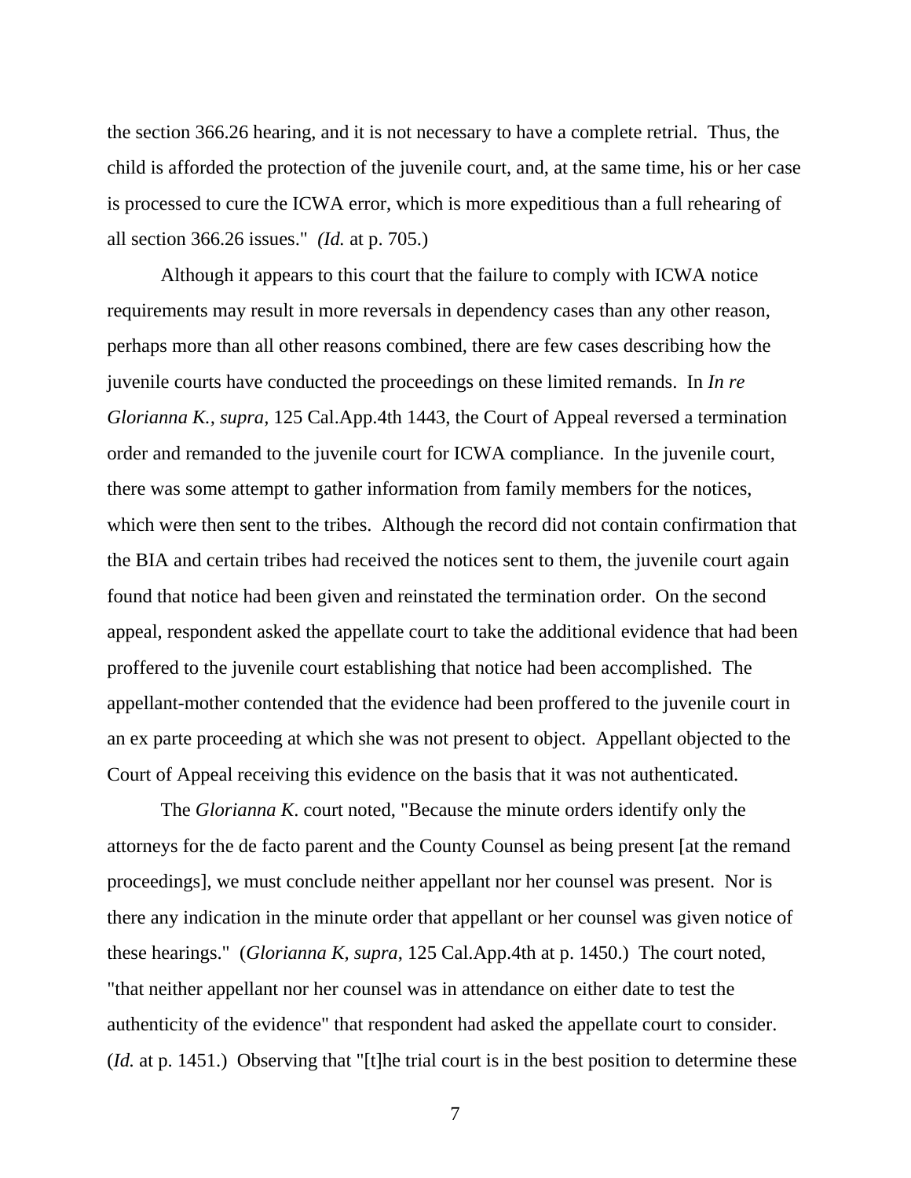the section 366.26 hearing, and it is not necessary to have a complete retrial. Thus, the child is afforded the protection of the juvenile court, and, at the same time, his or her case is processed to cure the ICWA error, which is more expeditious than a full rehearing of all section 366.26 issues." *(Id.* at p. 705.)

Although it appears to this court that the failure to comply with ICWA notice requirements may result in more reversals in dependency cases than any other reason, perhaps more than all other reasons combined, there are few cases describing how the juvenile courts have conducted the proceedings on these limited remands. In *In re Glorianna K., supra,* 125 Cal.App.4th 1443, the Court of Appeal reversed a termination order and remanded to the juvenile court for ICWA compliance. In the juvenile court, there was some attempt to gather information from family members for the notices, which were then sent to the tribes. Although the record did not contain confirmation that the BIA and certain tribes had received the notices sent to them, the juvenile court again found that notice had been given and reinstated the termination order. On the second appeal, respondent asked the appellate court to take the additional evidence that had been proffered to the juvenile court establishing that notice had been accomplished. The appellant-mother contended that the evidence had been proffered to the juvenile court in an ex parte proceeding at which she was not present to object. Appellant objected to the Court of Appeal receiving this evidence on the basis that it was not authenticated.

The *Glorianna K*. court noted, "Because the minute orders identify only the attorneys for the de facto parent and the County Counsel as being present [at the remand proceedings], we must conclude neither appellant nor her counsel was present. Nor is there any indication in the minute order that appellant or her counsel was given notice of these hearings." (*Glorianna K, supra*, 125 Cal.App.4th at p. 1450.) The court noted, "that neither appellant nor her counsel was in attendance on either date to test the authenticity of the evidence" that respondent had asked the appellate court to consider. (*Id.* at p. 1451.) Observing that "[t]he trial court is in the best position to determine these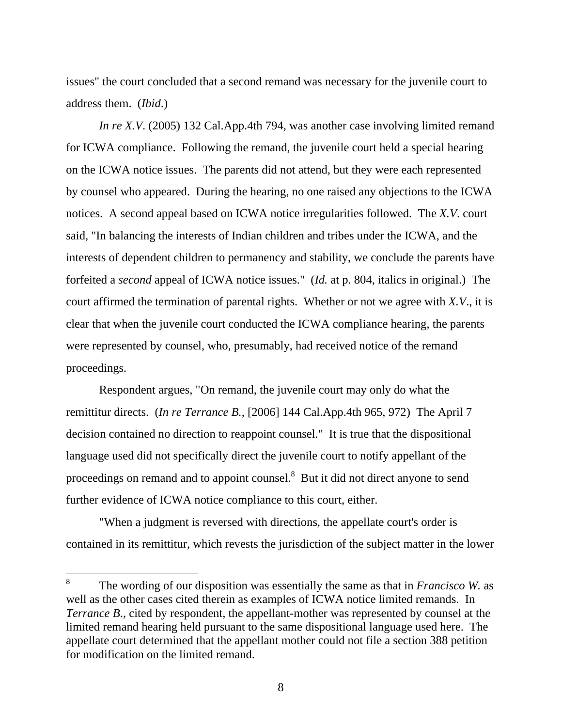issues" the court concluded that a second remand was necessary for the juvenile court to address them. (*Ibid*.)

*In re X.V*. (2005) 132 Cal.App.4th 794, was another case involving limited remand for ICWA compliance. Following the remand, the juvenile court held a special hearing on the ICWA notice issues. The parents did not attend, but they were each represented by counsel who appeared. During the hearing, no one raised any objections to the ICWA notices. A second appeal based on ICWA notice irregularities followed. The *X.V*. court said, "In balancing the interests of Indian children and tribes under the ICWA, and the interests of dependent children to permanency and stability, we conclude the parents have forfeited a *second* appeal of ICWA notice issues." (*Id.* at p. 804, italics in original.) The court affirmed the termination of parental rights. Whether or not we agree with *X.V*., it is clear that when the juvenile court conducted the ICWA compliance hearing, the parents were represented by counsel, who, presumably, had received notice of the remand proceedings.

Respondent argues, "On remand, the juvenile court may only do what the remittitur directs. (*In re Terrance B.*, [2006] 144 Cal.App.4th 965, 972) The April 7 decision contained no direction to reappoint counsel." It is true that the dispositional language used did not specifically direct the juvenile court to notify appellant of the proceedings on remand and to appoint counsel.[8] But it did not direct anyone to send further evidence of ICWA notice compliance to this court, either.

"When a judgment is reversed with directions, the appellate court's order is contained in its remittitur, which revests the jurisdiction of the subject matter in the lower

---

[8] The wording of our disposition was essentially the same as that in *Francisco W.* as well as the other cases cited therein as examples of ICWA notice limited remands. In *Terrance B.*, cited by respondent, the appellant-mother was represented by counsel at the limited remand hearing held pursuant to the same dispositional language used here. The appellate court determined that the appellant mother could not file a section 388 petition for modification on the limited remand.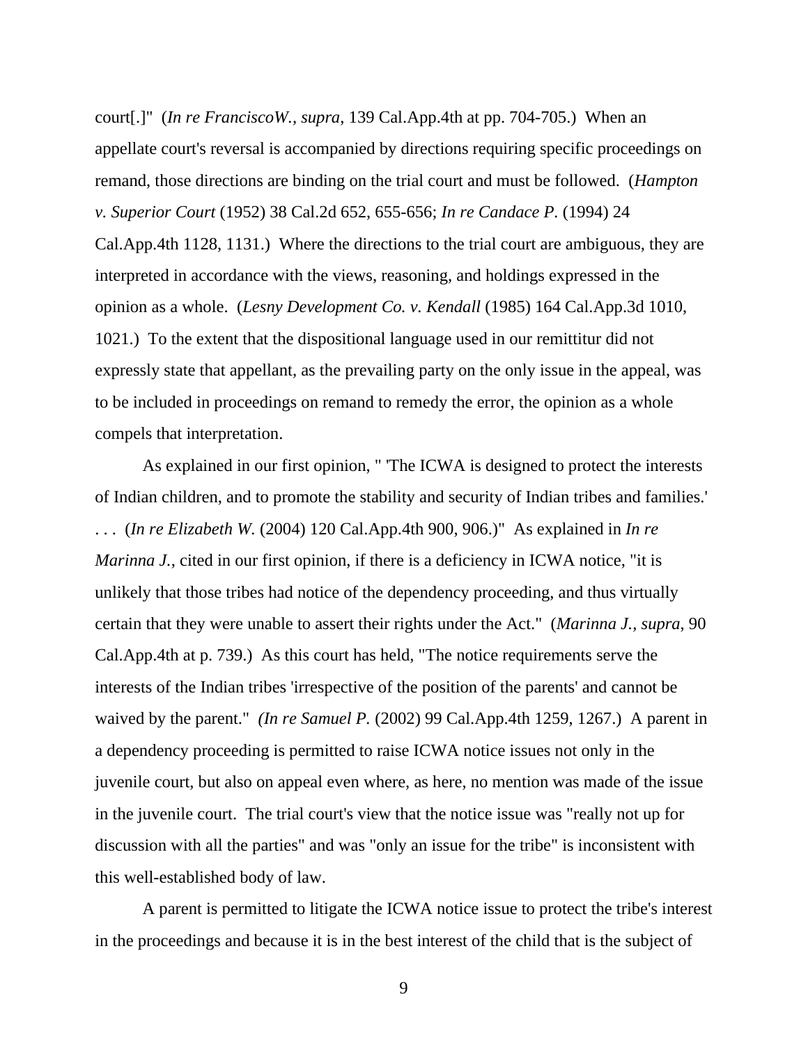court[.]" (*In re FranciscoW., supra*, 139 Cal.App.4th at pp. 704-705.) When an appellate court's reversal is accompanied by directions requiring specific proceedings on remand, those directions are binding on the trial court and must be followed. (*Hampton v. Superior Court* (1952) 38 Cal.2d 652, 655-656; *In re Candace P.* (1994) 24 Cal.App.4th 1128, 1131.) Where the directions to the trial court are ambiguous, they are interpreted in accordance with the views, reasoning, and holdings expressed in the opinion as a whole. (*Lesny Development Co. v. Kendall* (1985) 164 Cal.App.3d 1010, 1021.) To the extent that the dispositional language used in our remittitur did not expressly state that appellant, as the prevailing party on the only issue in the appeal, was to be included in proceedings on remand to remedy the error, the opinion as a whole compels that interpretation.

As explained in our first opinion, " 'The ICWA is designed to protect the interests of Indian children, and to promote the stability and security of Indian tribes and families.' . . . (*In re Elizabeth W.* (2004) 120 Cal.App.4th 900, 906.)" As explained in *In re Marinna J.*, cited in our first opinion, if there is a deficiency in ICWA notice, "it is unlikely that those tribes had notice of the dependency proceeding, and thus virtually certain that they were unable to assert their rights under the Act." (*Marinna J., supra*, 90 Cal.App.4th at p. 739.) As this court has held, "The notice requirements serve the interests of the Indian tribes 'irrespective of the position of the parents' and cannot be waived by the parent." *(In re Samuel P.* (2002) 99 Cal.App.4th 1259, 1267.) A parent in a dependency proceeding is permitted to raise ICWA notice issues not only in the juvenile court, but also on appeal even where, as here, no mention was made of the issue in the juvenile court. The trial court's view that the notice issue was "really not up for discussion with all the parties" and was "only an issue for the tribe" is inconsistent with this well-established body of law.

A parent is permitted to litigate the ICWA notice issue to protect the tribe's interest in the proceedings and because it is in the best interest of the child that is the subject of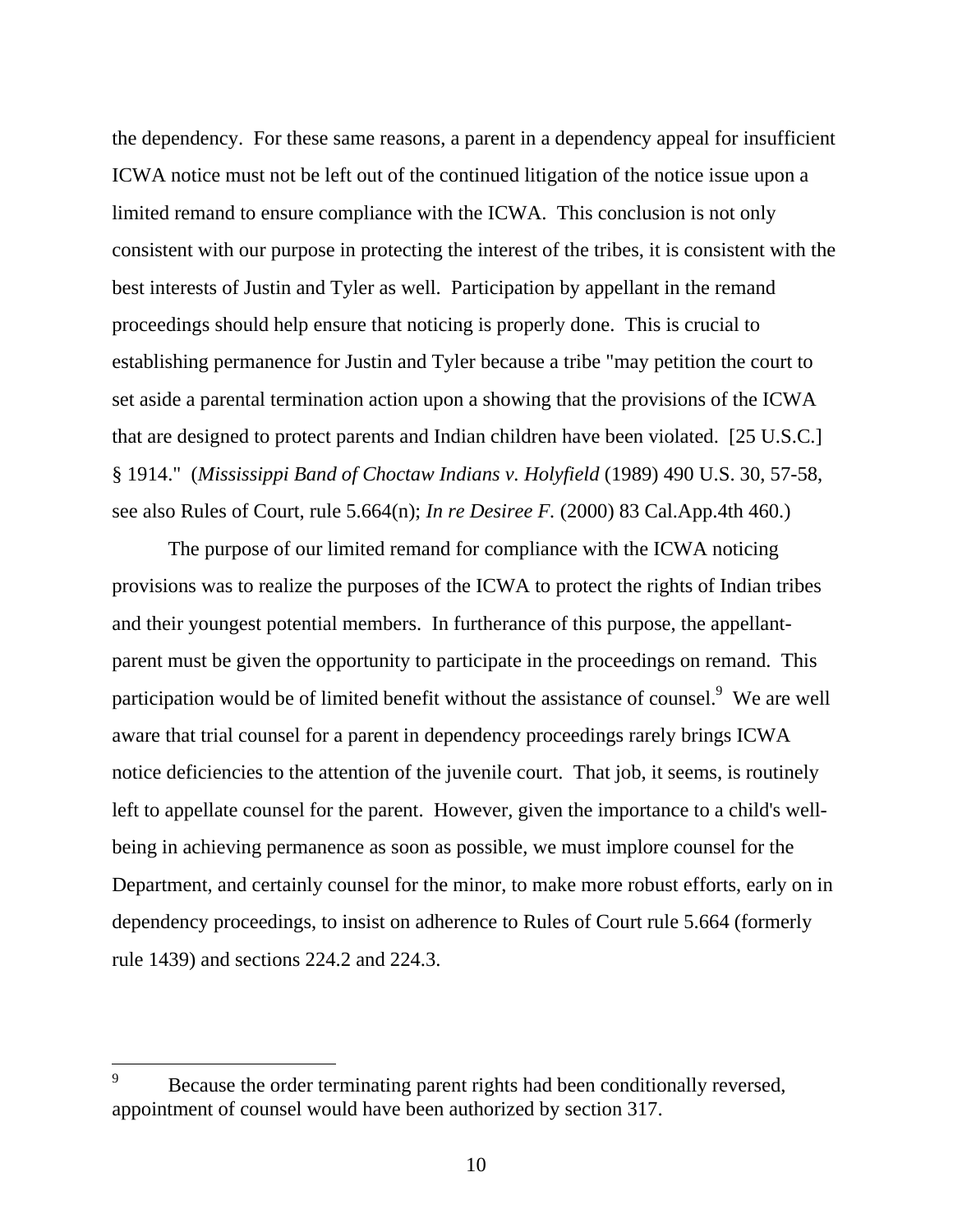the dependency. For these same reasons, a parent in a dependency appeal for insufficient ICWA notice must not be left out of the continued litigation of the notice issue upon a limited remand to ensure compliance with the ICWA. This conclusion is not only consistent with our purpose in protecting the interest of the tribes, it is consistent with the best interests of Justin and Tyler as well. Participation by appellant in the remand proceedings should help ensure that noticing is properly done. This is crucial to establishing permanence for Justin and Tyler because a tribe "may petition the court to set aside a parental termination action upon a showing that the provisions of the ICWA that are designed to protect parents and Indian children have been violated. [25 U.S.C.] § 1914." (*Mississippi Band of Choctaw Indians v. Holyfield* (1989) 490 U.S. 30, 57-58, see also Rules of Court, rule 5.664(n); *In re Desiree F.* (2000) 83 Cal.App.4th 460.)

The purpose of our limited remand for compliance with the ICWA noticing provisions was to realize the purposes of the ICWA to protect the rights of Indian tribes and their youngest potential members. In furtherance of this purpose, the appellant-parent must be given the opportunity to participate in the proceedings on remand. This participation would be of limited benefit without the assistance of counsel.[9] We are well aware that trial counsel for a parent in dependency proceedings rarely brings ICWA notice deficiencies to the attention of the juvenile court. That job, it seems, is routinely left to appellate counsel for the parent. However, given the importance to a child's well-being in achieving permanence as soon as possible, we must implore counsel for the Department, and certainly counsel for the minor, to make more robust efforts, early on in dependency proceedings, to insist on adherence to Rules of Court rule 5.664 (formerly rule 1439) and sections 224.2 and 224.3.

---

[9] Because the order terminating parent rights had been conditionally reversed, appointment of counsel would have been authorized by section 317.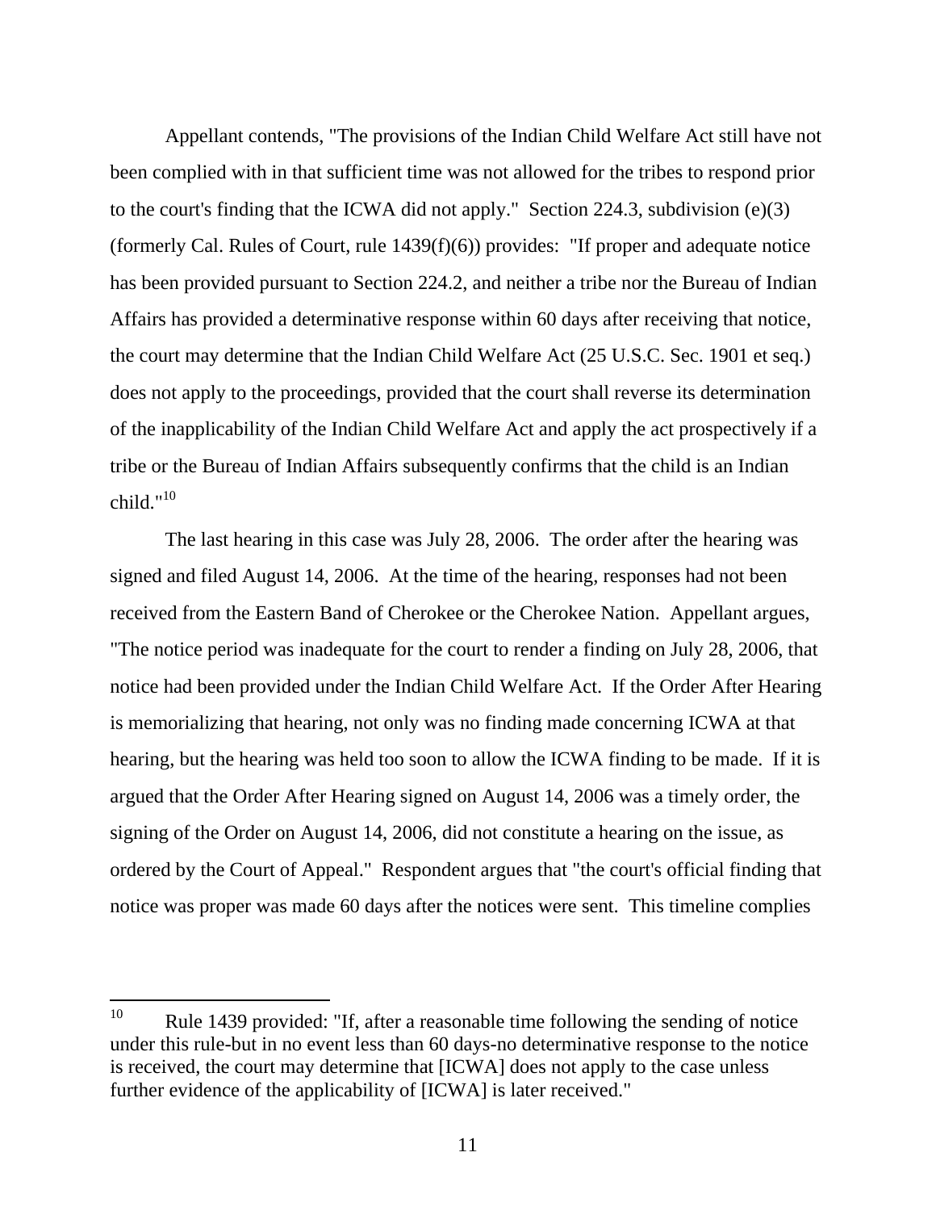Appellant contends, "The provisions of the Indian Child Welfare Act still have not been complied with in that sufficient time was not allowed for the tribes to respond prior to the court's finding that the ICWA did not apply." Section 224.3, subdivision (e)(3) (formerly Cal. Rules of Court, rule 1439(f)(6)) provides: "If proper and adequate notice has been provided pursuant to Section 224.2, and neither a tribe nor the Bureau of Indian Affairs has provided a determinative response within 60 days after receiving that notice, the court may determine that the Indian Child Welfare Act (25 U.S.C. Sec. 1901 et seq.) does not apply to the proceedings, provided that the court shall reverse its determination of the inapplicability of the Indian Child Welfare Act and apply the act prospectively if a tribe or the Bureau of Indian Affairs subsequently confirms that the child is an Indian child."[10]

The last hearing in this case was July 28, 2006. The order after the hearing was signed and filed August 14, 2006. At the time of the hearing, responses had not been received from the Eastern Band of Cherokee or the Cherokee Nation. Appellant argues, "The notice period was inadequate for the court to render a finding on July 28, 2006, that notice had been provided under the Indian Child Welfare Act. If the Order After Hearing is memorializing that hearing, not only was no finding made concerning ICWA at that hearing, but the hearing was held too soon to allow the ICWA finding to be made. If it is argued that the Order After Hearing signed on August 14, 2006 was a timely order, the signing of the Order on August 14, 2006, did not constitute a hearing on the issue, as ordered by the Court of Appeal." Respondent argues that "the court's official finding that notice was proper was made 60 days after the notices were sent. This timeline complies

---

[10] Rule 1439 provided: "If, after a reasonable time following the sending of notice under this rule-but in no event less than 60 days-no determinative response to the notice is received, the court may determine that [ICWA] does not apply to the case unless further evidence of the applicability of [ICWA] is later received."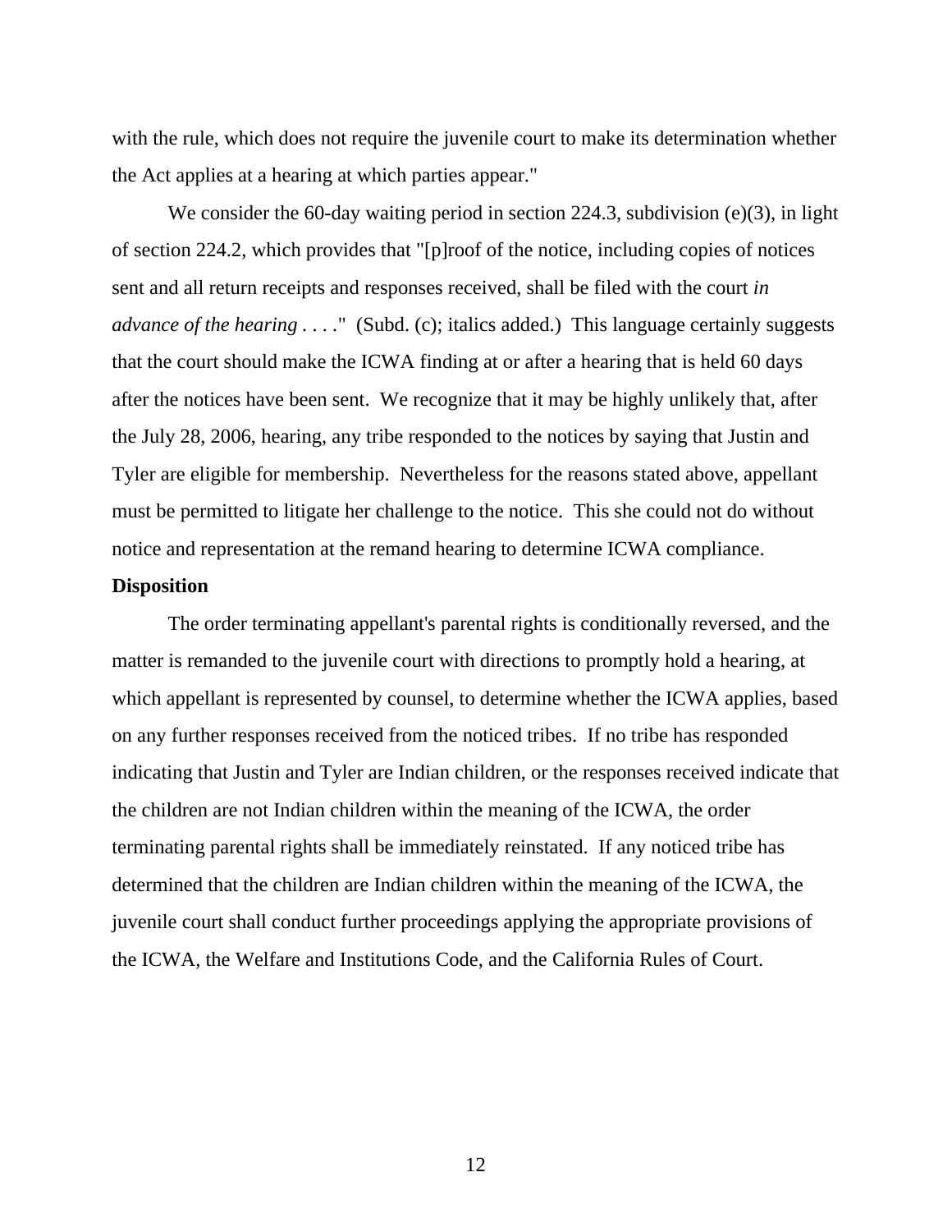with the rule, which does not require the juvenile court to make its determination whether the Act applies at a hearing at which parties appear."

We consider the 60-day waiting period in section 224.3, subdivision (e)(3), in light of section 224.2, which provides that "[p]roof of the notice, including copies of notices sent and all return receipts and responses received, shall be filed with the court *in advance of the hearing* . . . ." (Subd. (c); italics added.) This language certainly suggests that the court should make the ICWA finding at or after a hearing that is held 60 days after the notices have been sent. We recognize that it may be highly unlikely that, after the July 28, 2006, hearing, any tribe responded to the notices by saying that Justin and Tyler are eligible for membership. Nevertheless for the reasons stated above, appellant must be permitted to litigate her challenge to the notice. This she could not do without notice and representation at the remand hearing to determine ICWA compliance.

**Disposition**

The order terminating appellant's parental rights is conditionally reversed, and the matter is remanded to the juvenile court with directions to promptly hold a hearing, at which appellant is represented by counsel, to determine whether the ICWA applies, based on any further responses received from the noticed tribes. If no tribe has responded indicating that Justin and Tyler are Indian children, or the responses received indicate that the children are not Indian children within the meaning of the ICWA, the order terminating parental rights shall be immediately reinstated. If any noticed tribe has determined that the children are Indian children within the meaning of the ICWA, the juvenile court shall conduct further proceedings applying the appropriate provisions of the ICWA, the Welfare and Institutions Code, and the California Rules of Court.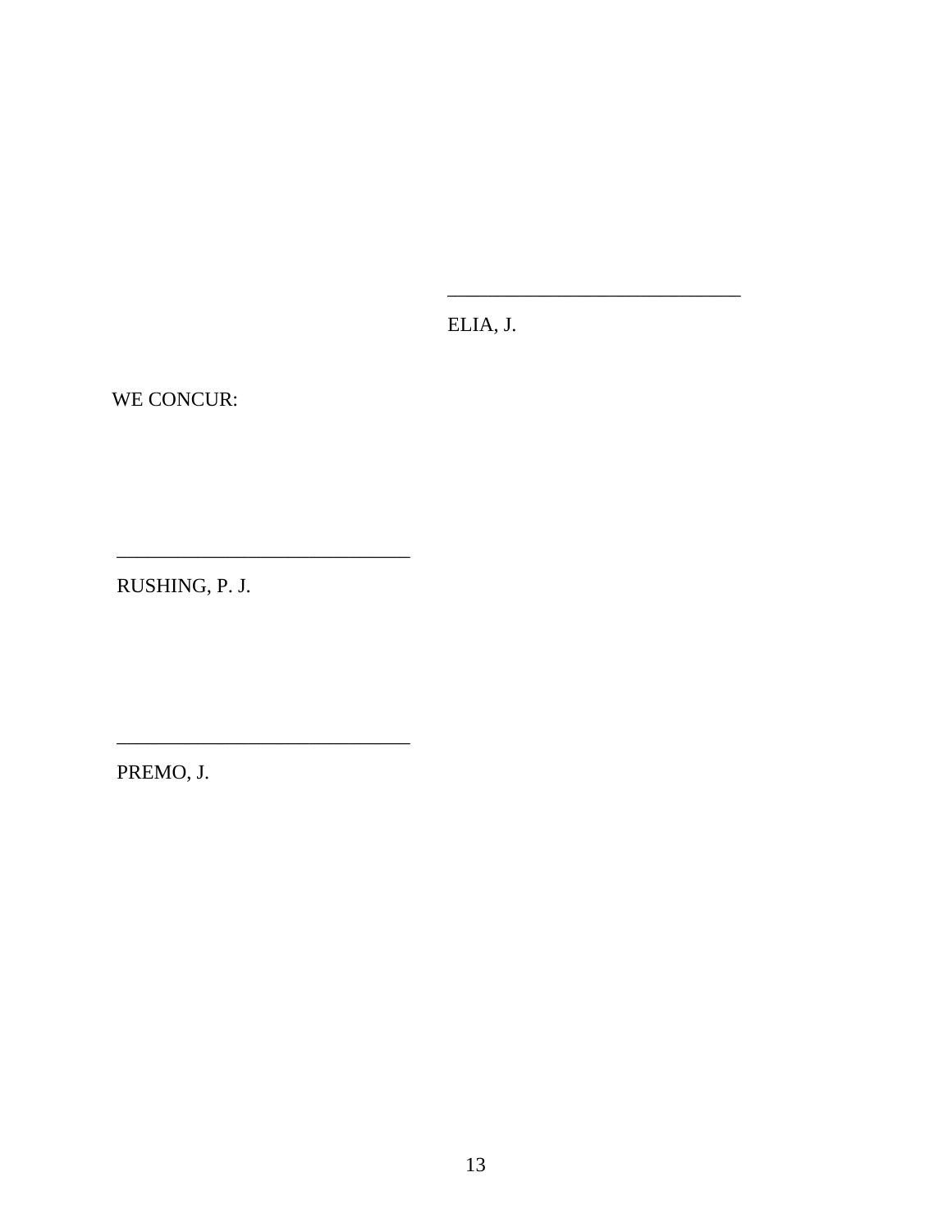______________________________

ELIA, J.

WE CONCUR:

______________________________

RUSHING, P. J.

______________________________

PREMO, J.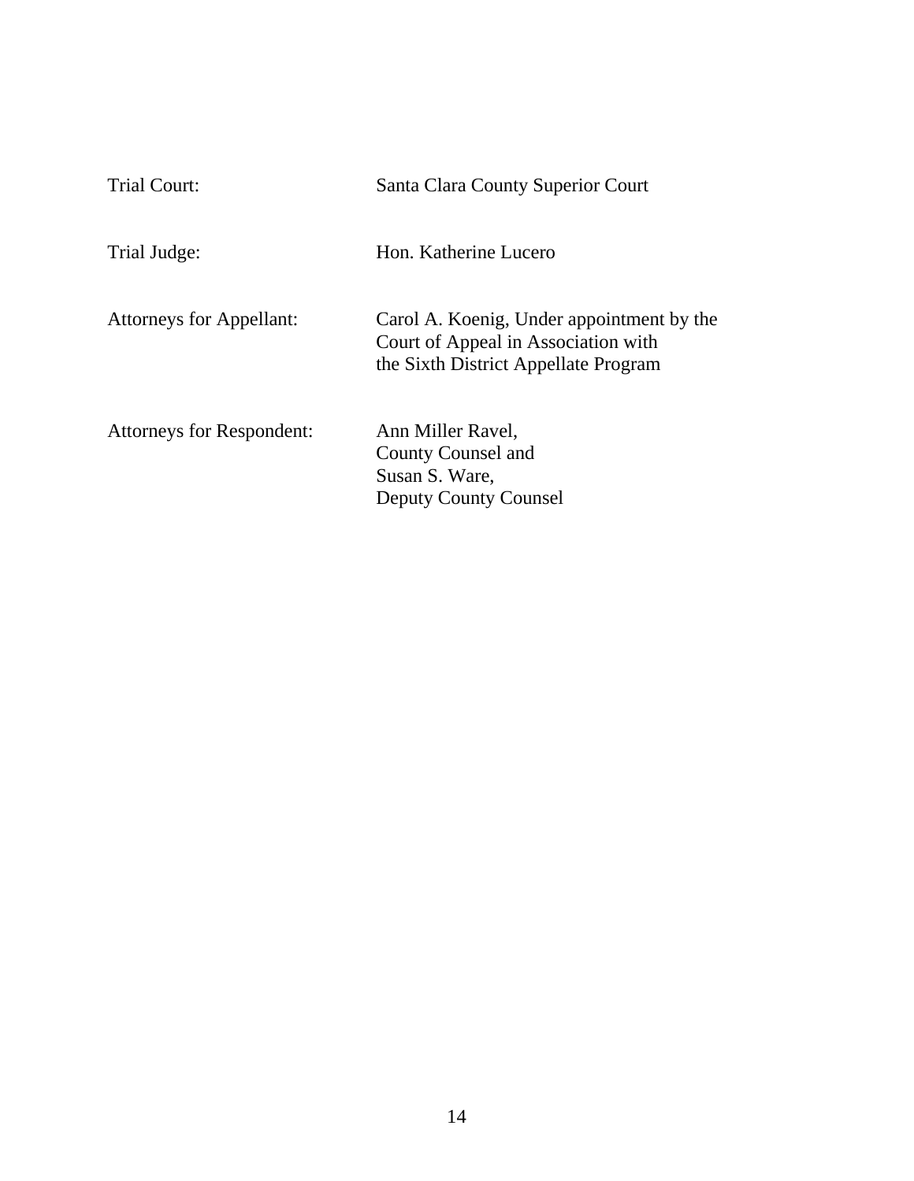| | |
|---|---|
| Trial Court: | Santa Clara County Superior Court |
| Trial Judge: | Hon. Katherine Lucero |
| Attorneys for Appellant: | Carol A. Koenig, Under appointment by the Court of Appeal in Association with the Sixth District Appellate Program |
| Attorneys for Respondent: | Ann Miller Ravel, County Counsel and Susan S. Ware, Deputy County Counsel |